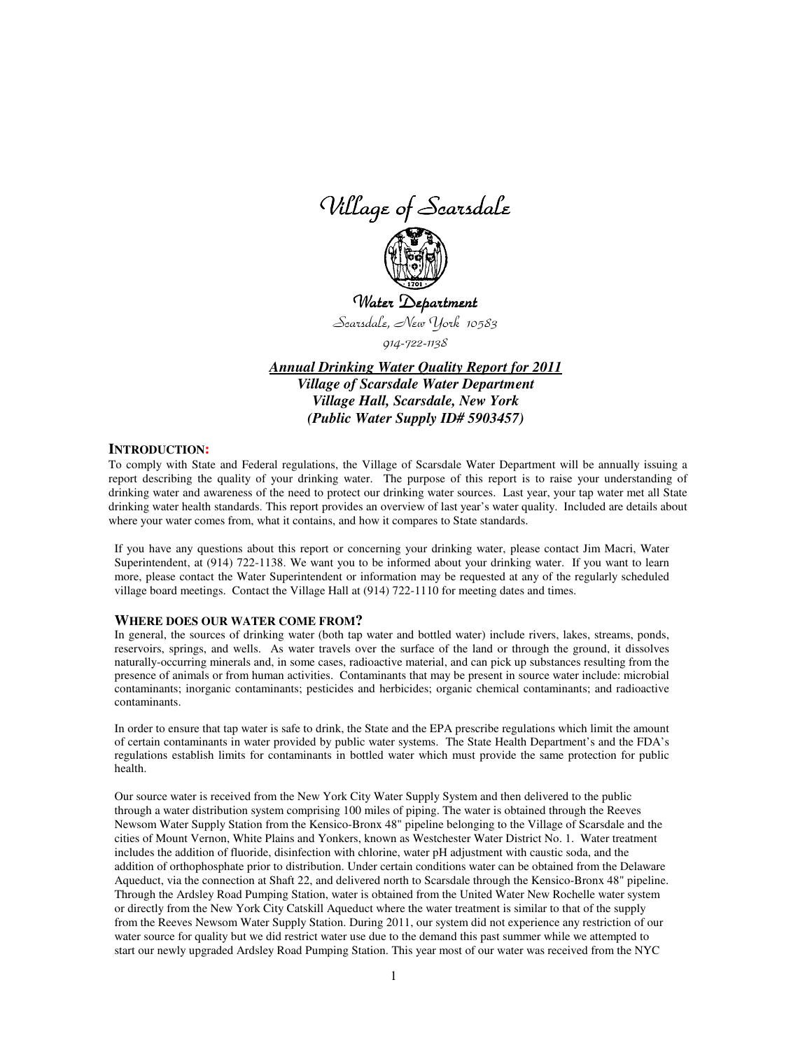# Village of Scarsdale

## Water Department

Scarsdale, New York 10583

914-722-1138

***Annual Drinking Water Quality Report for 2011***
***Village of Scarsdale Water Department***
***Village Hall, Scarsdale, New York***
***(Public Water Supply ID# 5903457)***

### INTRODUCTION:

To comply with State and Federal regulations, the Village of Scarsdale Water Department will be annually issuing a report describing the quality of your drinking water. The purpose of this report is to raise your understanding of drinking water and awareness of the need to protect our drinking water sources. Last year, your tap water met all State drinking water health standards. This report provides an overview of last year's water quality. Included are details about where your water comes from, what it contains, and how it compares to State standards.

If you have any questions about this report or concerning your drinking water, please contact Jim Macri, Water Superintendent, at (914) 722-1138. We want you to be informed about your drinking water. If you want to learn more, please contact the Water Superintendent or information may be requested at any of the regularly scheduled village board meetings. Contact the Village Hall at (914) 722-1110 for meeting dates and times.

### WHERE DOES OUR WATER COME FROM?

In general, the sources of drinking water (both tap water and bottled water) include rivers, lakes, streams, ponds, reservoirs, springs, and wells. As water travels over the surface of the land or through the ground, it dissolves naturally-occurring minerals and, in some cases, radioactive material, and can pick up substances resulting from the presence of animals or from human activities. Contaminants that may be present in source water include: microbial contaminants; inorganic contaminants; pesticides and herbicides; organic chemical contaminants; and radioactive contaminants.

In order to ensure that tap water is safe to drink, the State and the EPA prescribe regulations which limit the amount of certain contaminants in water provided by public water systems. The State Health Department's and the FDA's regulations establish limits for contaminants in bottled water which must provide the same protection for public health.

Our source water is received from the New York City Water Supply System and then delivered to the public through a water distribution system comprising 100 miles of piping. The water is obtained through the Reeves Newsom Water Supply Station from the Kensico-Bronx 48" pipeline belonging to the Village of Scarsdale and the cities of Mount Vernon, White Plains and Yonkers, known as Westchester Water District No. 1. Water treatment includes the addition of fluoride, disinfection with chlorine, water pH adjustment with caustic soda, and the addition of orthophosphate prior to distribution. Under certain conditions water can be obtained from the Delaware Aqueduct, via the connection at Shaft 22, and delivered north to Scarsdale through the Kensico-Bronx 48" pipeline. Through the Ardsley Road Pumping Station, water is obtained from the United Water New Rochelle water system or directly from the New York City Catskill Aqueduct where the water treatment is similar to that of the supply from the Reeves Newsom Water Supply Station. During 2011, our system did not experience any restriction of our water source for quality but we did restrict water use due to the demand this past summer while we attempted to start our newly upgraded Ardsley Road Pumping Station. This year most of our water was received from the NYC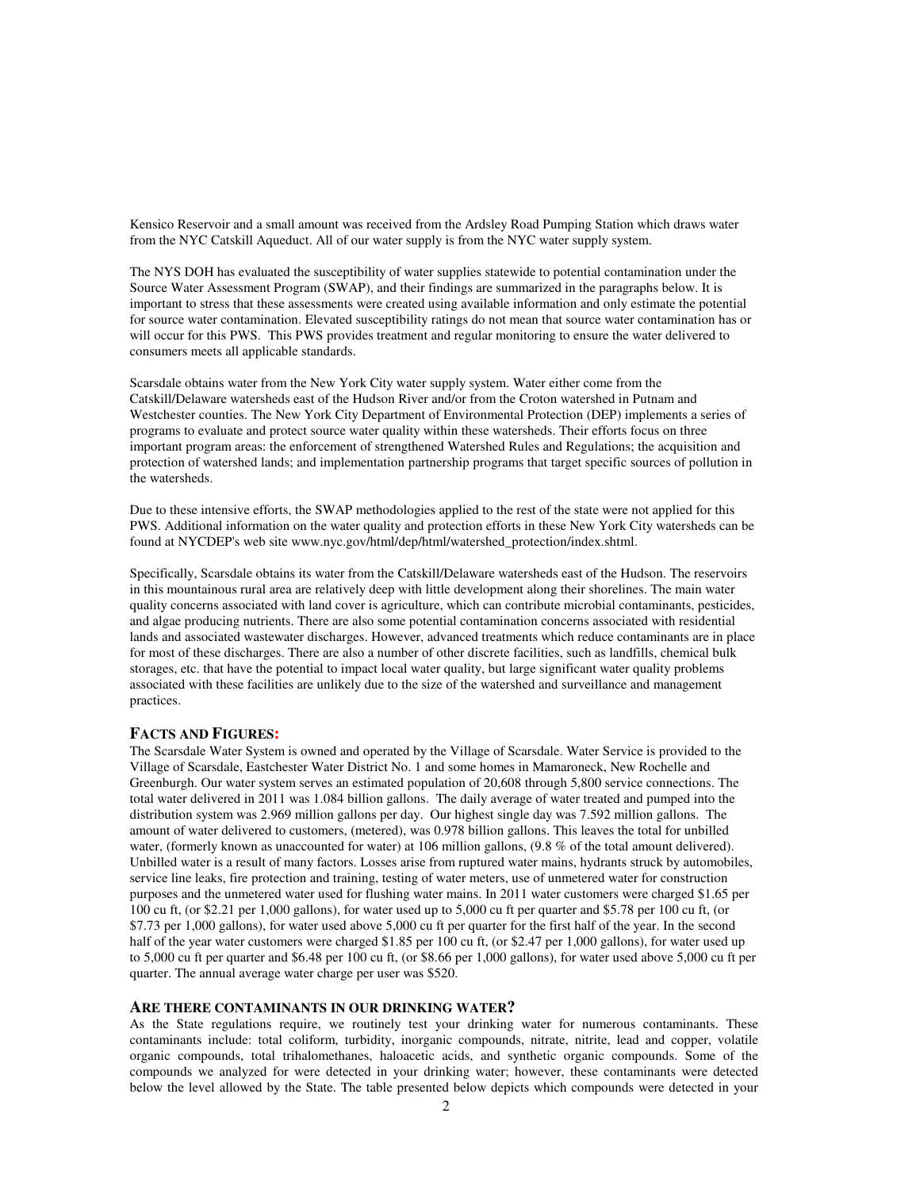Kensico Reservoir and a small amount was received from the Ardsley Road Pumping Station which draws water from the NYC Catskill Aqueduct. All of our water supply is from the NYC water supply system.

The NYS DOH has evaluated the susceptibility of water supplies statewide to potential contamination under the Source Water Assessment Program (SWAP), and their findings are summarized in the paragraphs below. It is important to stress that these assessments were created using available information and only estimate the potential for source water contamination. Elevated susceptibility ratings do not mean that source water contamination has or will occur for this PWS. This PWS provides treatment and regular monitoring to ensure the water delivered to consumers meets all applicable standards.

Scarsdale obtains water from the New York City water supply system. Water either come from the Catskill/Delaware watersheds east of the Hudson River and/or from the Croton watershed in Putnam and Westchester counties. The New York City Department of Environmental Protection (DEP) implements a series of programs to evaluate and protect source water quality within these watersheds. Their efforts focus on three important program areas: the enforcement of strengthened Watershed Rules and Regulations; the acquisition and protection of watershed lands; and implementation partnership programs that target specific sources of pollution in the watersheds.

Due to these intensive efforts, the SWAP methodologies applied to the rest of the state were not applied for this PWS. Additional information on the water quality and protection efforts in these New York City watersheds can be found at NYCDEP's web site www.nyc.gov/html/dep/html/watershed_protection/index.shtml.

Specifically, Scarsdale obtains its water from the Catskill/Delaware watersheds east of the Hudson. The reservoirs in this mountainous rural area are relatively deep with little development along their shorelines. The main water quality concerns associated with land cover is agriculture, which can contribute microbial contaminants, pesticides, and algae producing nutrients. There are also some potential contamination concerns associated with residential lands and associated wastewater discharges. However, advanced treatments which reduce contaminants are in place for most of these discharges. There are also a number of other discrete facilities, such as landfills, chemical bulk storages, etc. that have the potential to impact local water quality, but large significant water quality problems associated with these facilities are unlikely due to the size of the watershed and surveillance and management practices.

## FACTS AND FIGURES:

The Scarsdale Water System is owned and operated by the Village of Scarsdale. Water Service is provided to the Village of Scarsdale, Eastchester Water District No. 1 and some homes in Mamaroneck, New Rochelle and Greenburgh. Our water system serves an estimated population of 20,608 through 5,800 service connections. The total water delivered in 2011 was 1.084 billion gallons. The daily average of water treated and pumped into the distribution system was 2.969 million gallons per day. Our highest single day was 7.592 million gallons. The amount of water delivered to customers, (metered), was 0.978 billion gallons. This leaves the total for unbilled water, (formerly known as unaccounted for water) at 106 million gallons, (9.8 % of the total amount delivered). Unbilled water is a result of many factors. Losses arise from ruptured water mains, hydrants struck by automobiles, service line leaks, fire protection and training, testing of water meters, use of unmetered water for construction purposes and the unmetered water used for flushing water mains. In 2011 water customers were charged $1.65 per 100 cu ft, (or $2.21 per 1,000 gallons), for water used up to 5,000 cu ft per quarter and $5.78 per 100 cu ft, (or $7.73 per 1,000 gallons), for water used above 5,000 cu ft per quarter for the first half of the year. In the second half of the year water customers were charged $1.85 per 100 cu ft, (or $2.47 per 1,000 gallons), for water used up to 5,000 cu ft per quarter and $6.48 per 100 cu ft, (or $8.66 per 1,000 gallons), for water used above 5,000 cu ft per quarter. The annual average water charge per user was $520.

## ARE THERE CONTAMINANTS IN OUR DRINKING WATER?

As the State regulations require, we routinely test your drinking water for numerous contaminants. These contaminants include: total coliform, turbidity, inorganic compounds, nitrate, nitrite, lead and copper, volatile organic compounds, total trihalomethanes, haloacetic acids, and synthetic organic compounds. Some of the compounds we analyzed for were detected in your drinking water; however, these contaminants were detected below the level allowed by the State. The table presented below depicts which compounds were detected in your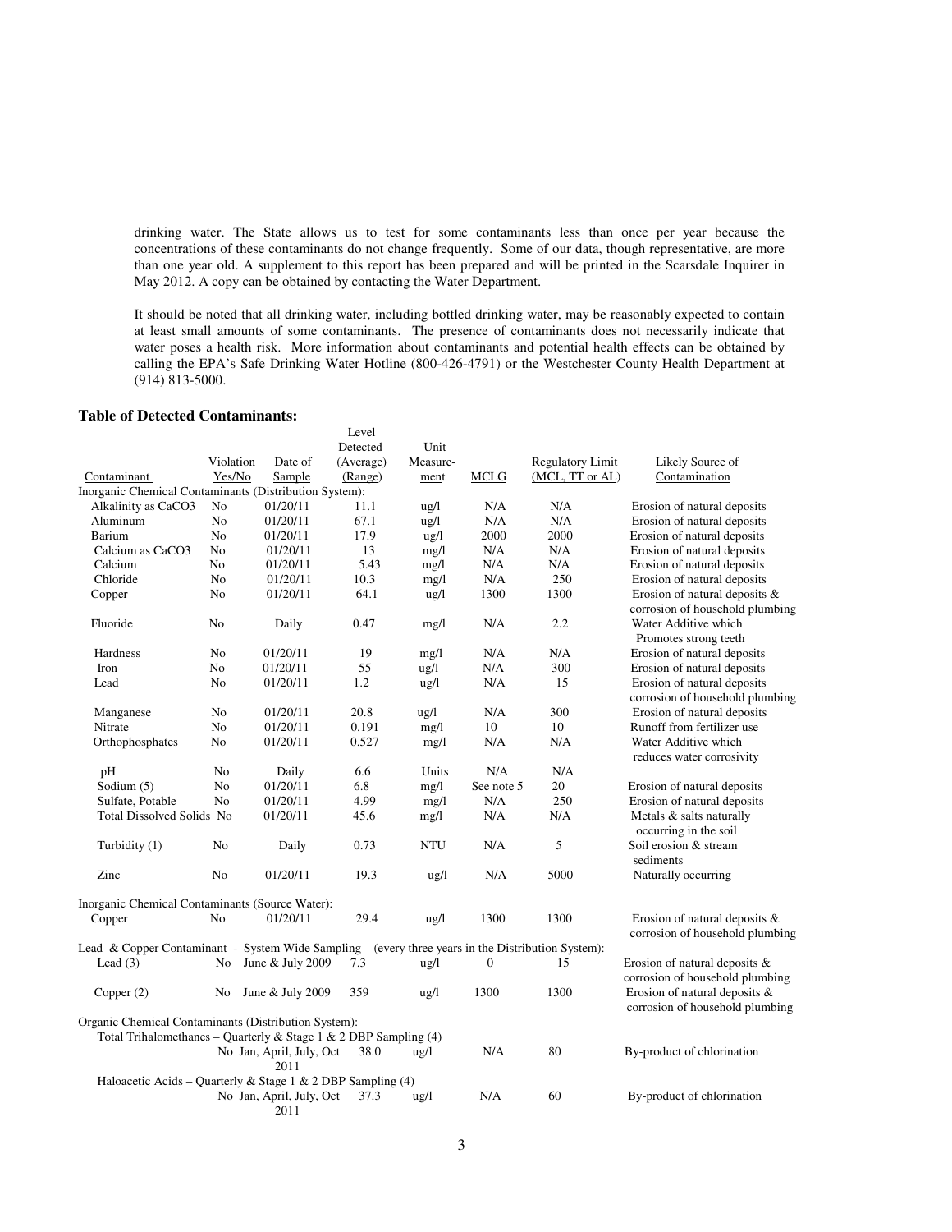drinking water. The State allows us to test for some contaminants less than once per year because the concentrations of these contaminants do not change frequently. Some of our data, though representative, are more than one year old. A supplement to this report has been prepared and will be printed in the Scarsdale Inquirer in May 2012. A copy can be obtained by contacting the Water Department.

It should be noted that all drinking water, including bottled drinking water, may be reasonably expected to contain at least small amounts of some contaminants. The presence of contaminants does not necessarily indicate that water poses a health risk. More information about contaminants and potential health effects can be obtained by calling the EPA's Safe Drinking Water Hotline (800-426-4791) or the Westchester County Health Department at (914) 813-5000.

### Table of Detected Contaminants:

| Contaminant | Violation Yes/No | Date of Sample | Level Detected (Average) (Range) | Unit Measure-ment | MCLG | Regulatory Limit (MCL, TT or AL) | Likely Source of Contamination |
|---|---|---|---|---|---|---|---|
| **Inorganic Chemical Contaminants (Distribution System):** | | | | | | | |
| Alkalinity as $CaCO_3$ | No | 01/20/11 | 11.1 | ug/l | N/A | N/A | Erosion of natural deposits |
| Aluminum | No | 01/20/11 | 67.1 | ug/l | N/A | N/A | Erosion of natural deposits |
| Barium | No | 01/20/11 | 17.9 | ug/l | 2000 | 2000 | Erosion of natural deposits |
| Calcium as $CaCO_3$ | No | 01/20/11 | 13 | mg/l | N/A | N/A | Erosion of natural deposits |
| Calcium | No | 01/20/11 | 5.43 | mg/l | N/A | N/A | Erosion of natural deposits |
| Chloride | No | 01/20/11 | 10.3 | mg/l | N/A | 250 | Erosion of natural deposits |
| Copper | No | 01/20/11 | 64.1 | ug/l | 1300 | 1300 | Erosion of natural deposits & corrosion of household plumbing |
| Fluoride | No | Daily | 0.47 | mg/l | N/A | 2.2 | Water Additive which Promotes strong teeth |
| Hardness | No | 01/20/11 | 19 | mg/l | N/A | N/A | Erosion of natural deposits |
| Iron | No | 01/20/11 | 55 | ug/l | N/A | 300 | Erosion of natural deposits |
| Lead | No | 01/20/11 | 1.2 | ug/l | N/A | 15 | Erosion of natural deposits corrosion of household plumbing |
| Manganese | No | 01/20/11 | 20.8 | ug/l | N/A | 300 | Erosion of natural deposits |
| Nitrate | No | 01/20/11 | 0.191 | mg/l | 10 | 10 | Runoff from fertilizer use |
| Orthophosphates | No | 01/20/11 | 0.527 | mg/l | N/A | N/A | Water Additive which reduces water corrosivity |
| pH | No | Daily | 6.6 | Units | N/A | N/A | |
| Sodium (5) | No | 01/20/11 | 6.8 | mg/l | See note 5 | 20 | Erosion of natural deposits |
| Sulfate, Potable | No | 01/20/11 | 4.99 | mg/l | N/A | 250 | Erosion of natural deposits |
| Total Dissolved Solids | No | 01/20/11 | 45.6 | mg/l | N/A | N/A | Metals & salts naturally occurring in the soil |
| Turbidity (1) | No | Daily | 0.73 | NTU | N/A | 5 | Soil erosion & stream sediments |
| Zinc | No | 01/20/11 | 19.3 | ug/l | N/A | 5000 | Naturally occurring |
| **Inorganic Chemical Contaminants (Source Water):** | | | | | | | |
| Copper | No | 01/20/11 | 29.4 | ug/l | 1300 | 1300 | Erosion of natural deposits & corrosion of household plumbing |
| **Lead & Copper Contaminant - System Wide Sampling – (every three years in the Distribution System):** | | | | | | | |
| Lead (3) | No | June & July 2009 | 7.3 | ug/l | 0 | 15 | Erosion of natural deposits & corrosion of household plumbing |
| Copper (2) | No | June & July 2009 | 359 | ug/l | 1300 | 1300 | Erosion of natural deposits & corrosion of household plumbing |
| **Organic Chemical Contaminants (Distribution System):** | | | | | | | |
| Total Trihalomethanes – Quarterly & Stage 1 & 2 DBP Sampling (4) | No | Jan, April, July, Oct 2011 | 38.0 | ug/l | N/A | 80 | By-product of chlorination |
| Haloacetic Acids – Quarterly & Stage 1 & 2 DBP Sampling (4) | No | Jan, April, July, Oct 2011 | 37.3 | ug/l | N/A | 60 | By-product of chlorination |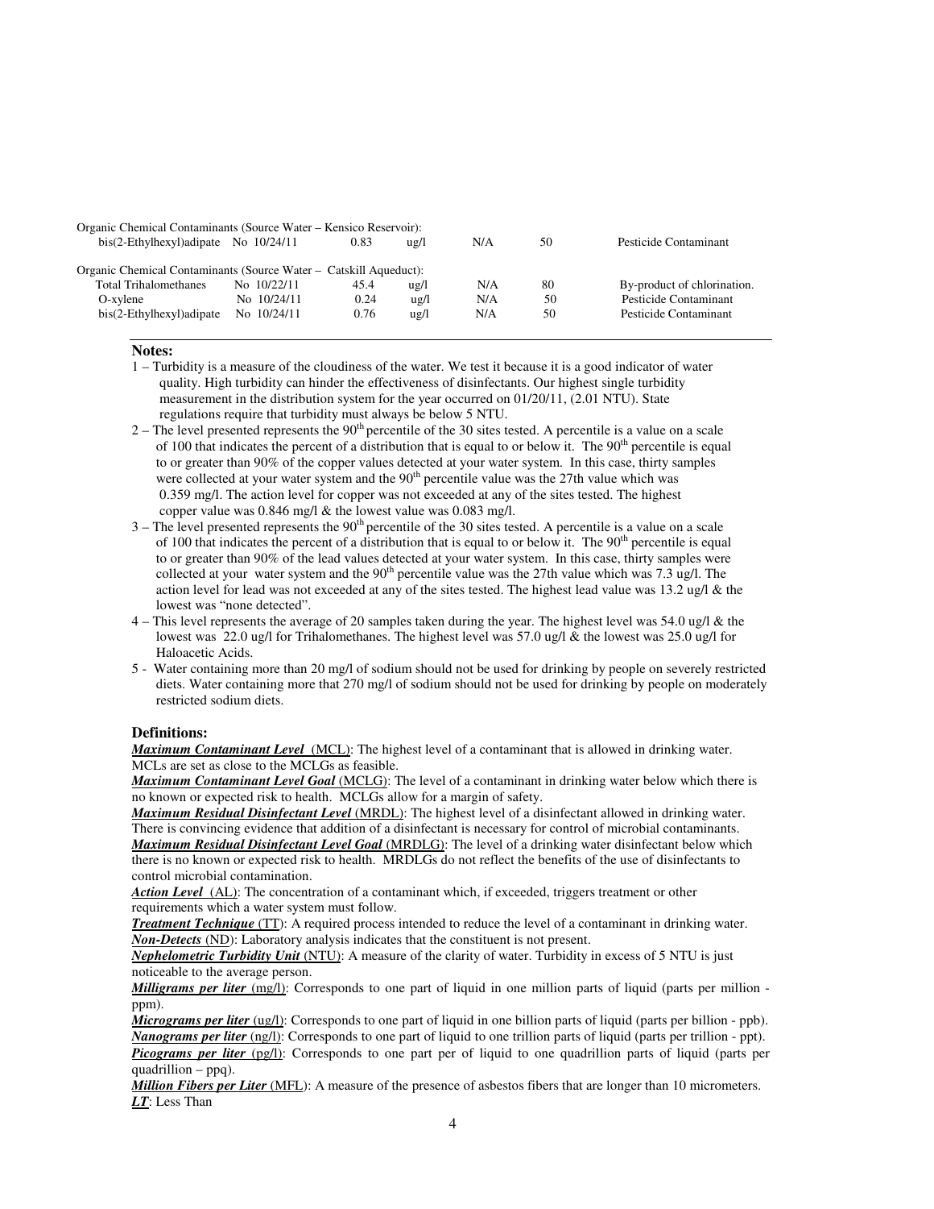| | | | | | | |
|---|---|---|---|---|---|---|
| Organic Chemical Contaminants (Source Water – Kensico Reservoir): | | | | | | |
| bis(2-Ethylhexyl)adipate | No 10/24/11 | 0.83 | ug/l | N/A | 50 | Pesticide Contaminant |
| Organic Chemical Contaminants (Source Water – Catskill Aqueduct): | | | | | | |
| Total Trihalomethanes | No 10/22/11 | 45.4 | ug/l | N/A | 80 | By-product of chlorination. |
| O-xylene | No 10/24/11 | 0.24 | ug/l | N/A | 50 | Pesticide Contaminant |
| bis(2-Ethylhexyl)adipate | No 10/24/11 | 0.76 | ug/l | N/A | 50 | Pesticide Contaminant |

**Notes:**

1 – Turbidity is a measure of the cloudiness of the water. We test it because it is a good indicator of water quality. High turbidity can hinder the effectiveness of disinfectants. Our highest single turbidity measurement in the distribution system for the year occurred on 01/20/11, (2.01 NTU). State regulations require that turbidity must always be below 5 NTU.

2 – The level presented represents the 90th percentile of the 30 sites tested. A percentile is a value on a scale of 100 that indicates the percent of a distribution that is equal to or below it. The 90th percentile is equal to or greater than 90% of the copper values detected at your water system. In this case, thirty samples were collected at your water system and the 90th percentile value was the 27th value which was 0.359 mg/l. The action level for copper was not exceeded at any of the sites tested. The highest copper value was 0.846 mg/l & the lowest value was 0.083 mg/l.

3 – The level presented represents the 90th percentile of the 30 sites tested. A percentile is a value on a scale of 100 that indicates the percent of a distribution that is equal to or below it. The 90th percentile is equal to or greater than 90% of the lead values detected at your water system. In this case, thirty samples were collected at your water system and the 90th percentile value was the 27th value which was 7.3 ug/l. The action level for lead was not exceeded at any of the sites tested. The highest lead value was 13.2 ug/l & the lowest was "none detected".

4 – This level represents the average of 20 samples taken during the year. The highest level was 54.0 ug/l & the lowest was 22.0 ug/l for Trihalomethanes. The highest level was 57.0 ug/l & the lowest was 25.0 ug/l for Haloacetic Acids.

5 - Water containing more than 20 mg/l of sodium should not be used for drinking by people on severely restricted diets. Water containing more that 270 mg/l of sodium should not be used for drinking by people on moderately restricted sodium diets.

**Definitions:**

***Maximum Contaminant Level*** (MCL): The highest level of a contaminant that is allowed in drinking water. MCLs are set as close to the MCLGs as feasible.

***Maximum Contaminant Level Goal*** (MCLG): The level of a contaminant in drinking water below which there is no known or expected risk to health. MCLGs allow for a margin of safety.

***Maximum Residual Disinfectant Level*** (MRDL): The highest level of a disinfectant allowed in drinking water. There is convincing evidence that addition of a disinfectant is necessary for control of microbial contaminants.

***Maximum Residual Disinfectant Level Goal*** (MRDLG): The level of a drinking water disinfectant below which there is no known or expected risk to health. MRDLGs do not reflect the benefits of the use of disinfectants to control microbial contamination.

***Action Level*** (AL): The concentration of a contaminant which, if exceeded, triggers treatment or other requirements which a water system must follow.

***Treatment Technique*** (TT): A required process intended to reduce the level of a contaminant in drinking water.

***Non-Detects*** (ND): Laboratory analysis indicates that the constituent is not present.

***Nephelometric Turbidity Unit*** (NTU): A measure of the clarity of water. Turbidity in excess of 5 NTU is just noticeable to the average person.

***Milligrams per liter*** (mg/l): Corresponds to one part of liquid in one million parts of liquid (parts per million - ppm).

***Micrograms per liter*** (ug/l): Corresponds to one part of liquid in one billion parts of liquid (parts per billion - ppb).

***Nanograms per liter*** (ng/l): Corresponds to one part of liquid to one trillion parts of liquid (parts per trillion - ppt).

***Picograms per liter*** (pg/l): Corresponds to one part per of liquid to one quadrillion parts of liquid (parts per quadrillion – ppq).

***Million Fibers per Liter*** (MFL): A measure of the presence of asbestos fibers that are longer than 10 micrometers.

***LT***: Less Than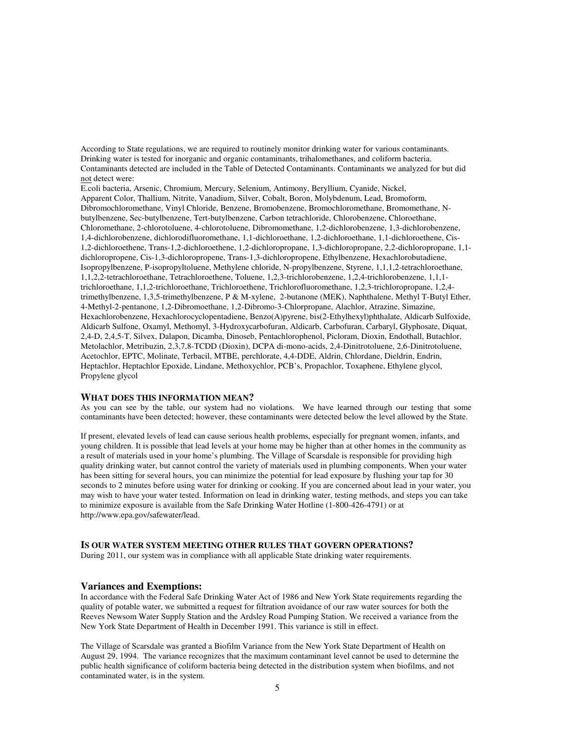According to State regulations, we are required to routinely monitor drinking water for various contaminants. Drinking water is tested for inorganic and organic contaminants, trihalomethanes, and coliform bacteria. Contaminants detected are included in the Table of Detected Contaminants. Contaminants we analyzed for but did not detect were:

E.coli bacteria, Arsenic, Chromium, Mercury, Selenium, Antimony, Beryllium, Cyanide, Nickel, Apparent Color, Thallium, Nitrite, Vanadium, Silver, Cobalt, Boron, Molybdenum, Lead, Bromoform, Dibromochloromethane, Vinyl Chloride, Benzene, Bromobenzene, Bromochloromethane, Bromomethane, N-butylbenzene, Sec-butylbenzene, Tert-butylbenzene, Carbon tetrachloride, Chlorobenzene, Chloroethane, Chloromethane, 2-chlorotoluene, 4-chlorotoluene, Dibromomethane, 1,2-dichlorobenzene, 1,3-dichlorobenzene, 1,4-dichlorobenzene, dichlorodifluoromethane, 1,1-dichloroethane, 1,2-dichloroethane, 1,1-dichloroethene, Cis-1,2-dichloroethene, Trans-1,2-dichloroethene, 1,2-dichloropropane, 1,3-dichloropropane, 2,2-dichloropropane, 1,1-dichloropropene, Cis-1,3-dichloropropene, Trans-1,3-dichloropropene, Ethylbenzene, Hexachlorobutadiene, Isopropylbenzene, P-isopropyltoluene, Methylene chloride, N-propylbenzene, Styrene, 1,1,1,2-tetrachloroethane, 1,1,2,2-tetrachloroethane, Tetrachloroethene, Toluene, 1,2,3-trichlorobenzene, 1,2,4-trichlorobenzene, 1,1,1-trichloroethane, 1,1,2-trichloroethane, Trichloroethene, Trichlorofluoromethane, 1,2,3-trichloropropane, 1,2,4-trimethylbenzene, 1,3,5-trimethylbenzene, P & M-xylene, 2-butanone (MEK), Naphthalene, Methyl T-Butyl Ether, 4-Methyl-2-pentanone, 1,2-Dibromoethane, 1,2-Dibromo-3-Chlorpropane, Alachlor, Atrazine, Simazine, Hexachlorobenzene, Hexachlorocyclopentadiene, Benzo(A)pyrene, bis(2-Ethylhexyl)phthalate, Aldicarb Sulfoxide, Aldicarb Sulfone, Oxamyl, Methomyl, 3-Hydroxycarbofuran, Aldicarb, Carbofuran, Carbaryl, Glyphosate, Diquat, 2,4-D, 2,4,5-T, Silvex, Dalapon, Dicamba, Dinoseb, Pentachlorophenol, Picloram, Dioxin, Endothall, Butachlor, Metolachlor, Metribuzin, 2,3,7,8-TCDD (Dioxin), DCPA di-mono-acids, 2,4-Dinitrotoluene, 2,6-Dinitrotoluene, Acetochlor, EPTC, Molinate, Terbacil, MTBE, perchlorate, 4,4-DDE, Aldrin, Chlordane, Dieldrin, Endrin, Heptachlor, Heptachlor Epoxide, Lindane, Methoxychlor, PCB's, Propachlor, Toxaphene, Ethylene glycol, Propylene glycol

## WHAT DOES THIS INFORMATION MEAN?

As you can see by the table, our system had no violations. We have learned through our testing that some contaminants have been detected; however, these contaminants were detected below the level allowed by the State.

If present, elevated levels of lead can cause serious health problems, especially for pregnant women, infants, and young children. It is possible that lead levels at your home may be higher than at other homes in the community as a result of materials used in your home's plumbing. The Village of Scarsdale is responsible for providing high quality drinking water, but cannot control the variety of materials used in plumbing components. When your water has been sitting for several hours, you can minimize the potential for lead exposure by flushing your tap for 30 seconds to 2 minutes before using water for drinking or cooking. If you are concerned about lead in your water, you may wish to have your water tested. Information on lead in drinking water, testing methods, and steps you can take to minimize exposure is available from the Safe Drinking Water Hotline (1-800-426-4791) or at http://www.epa.gov/safewater/lead.

## IS OUR WATER SYSTEM MEETING OTHER RULES THAT GOVERN OPERATIONS?

During 2011, our system was in compliance with all applicable State drinking water requirements.

## Variances and Exemptions:

In accordance with the Federal Safe Drinking Water Act of 1986 and New York State requirements regarding the quality of potable water, we submitted a request for filtration avoidance of our raw water sources for both the Reeves Newsom Water Supply Station and the Ardsley Road Pumping Station. We received a variance from the New York State Department of Health in December 1991. This variance is still in effect.

The Village of Scarsdale was granted a Biofilm Variance from the New York State Department of Health on August 29, 1994. The variance recognizes that the maximum contaminant level cannot be used to determine the public health significance of coliform bacteria being detected in the distribution system when biofilms, and not contaminated water, is in the system.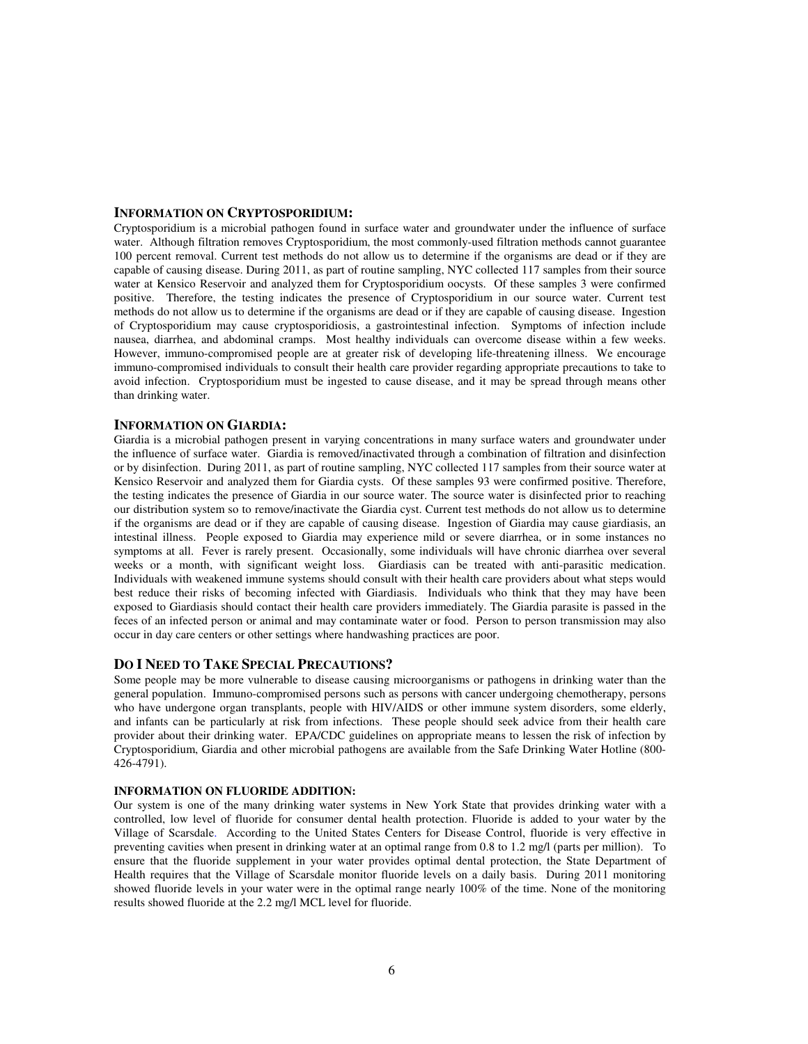### INFORMATION ON CRYPTOSPORIDIUM:

Cryptosporidium is a microbial pathogen found in surface water and groundwater under the influence of surface water. Although filtration removes Cryptosporidium, the most commonly-used filtration methods cannot guarantee 100 percent removal. Current test methods do not allow us to determine if the organisms are dead or if they are capable of causing disease. During 2011, as part of routine sampling, NYC collected 117 samples from their source water at Kensico Reservoir and analyzed them for Cryptosporidium oocysts. Of these samples 3 were confirmed positive. Therefore, the testing indicates the presence of Cryptosporidium in our source water. Current test methods do not allow us to determine if the organisms are dead or if they are capable of causing disease. Ingestion of Cryptosporidium may cause cryptosporidiosis, a gastrointestinal infection. Symptoms of infection include nausea, diarrhea, and abdominal cramps. Most healthy individuals can overcome disease within a few weeks. However, immuno-compromised people are at greater risk of developing life-threatening illness. We encourage immuno-compromised individuals to consult their health care provider regarding appropriate precautions to take to avoid infection. Cryptosporidium must be ingested to cause disease, and it may be spread through means other than drinking water.

### INFORMATION ON GIARDIA:

Giardia is a microbial pathogen present in varying concentrations in many surface waters and groundwater under the influence of surface water. Giardia is removed/inactivated through a combination of filtration and disinfection or by disinfection. During 2011, as part of routine sampling, NYC collected 117 samples from their source water at Kensico Reservoir and analyzed them for Giardia cysts. Of these samples 93 were confirmed positive. Therefore, the testing indicates the presence of Giardia in our source water. The source water is disinfected prior to reaching our distribution system so to remove/inactivate the Giardia cyst. Current test methods do not allow us to determine if the organisms are dead or if they are capable of causing disease. Ingestion of Giardia may cause giardiasis, an intestinal illness. People exposed to Giardia may experience mild or severe diarrhea, or in some instances no symptoms at all. Fever is rarely present. Occasionally, some individuals will have chronic diarrhea over several weeks or a month, with significant weight loss. Giardiasis can be treated with anti-parasitic medication. Individuals with weakened immune systems should consult with their health care providers about what steps would best reduce their risks of becoming infected with Giardiasis. Individuals who think that they may have been exposed to Giardiasis should contact their health care providers immediately. The Giardia parasite is passed in the feces of an infected person or animal and may contaminate water or food. Person to person transmission may also occur in day care centers or other settings where handwashing practices are poor.

### DO I NEED TO TAKE SPECIAL PRECAUTIONS?

Some people may be more vulnerable to disease causing microorganisms or pathogens in drinking water than the general population. Immuno-compromised persons such as persons with cancer undergoing chemotherapy, persons who have undergone organ transplants, people with HIV/AIDS or other immune system disorders, some elderly, and infants can be particularly at risk from infections. These people should seek advice from their health care provider about their drinking water. EPA/CDC guidelines on appropriate means to lessen the risk of infection by Cryptosporidium, Giardia and other microbial pathogens are available from the Safe Drinking Water Hotline (800-426-4791).

#### INFORMATION ON FLUORIDE ADDITION:

Our system is one of the many drinking water systems in New York State that provides drinking water with a controlled, low level of fluoride for consumer dental health protection. Fluoride is added to your water by the Village of Scarsdale. According to the United States Centers for Disease Control, fluoride is very effective in preventing cavities when present in drinking water at an optimal range from 0.8 to 1.2 mg/l (parts per million). To ensure that the fluoride supplement in your water provides optimal dental protection, the State Department of Health requires that the Village of Scarsdale monitor fluoride levels on a daily basis. During 2011 monitoring showed fluoride levels in your water were in the optimal range nearly 100% of the time. None of the monitoring results showed fluoride at the 2.2 mg/l MCL level for fluoride.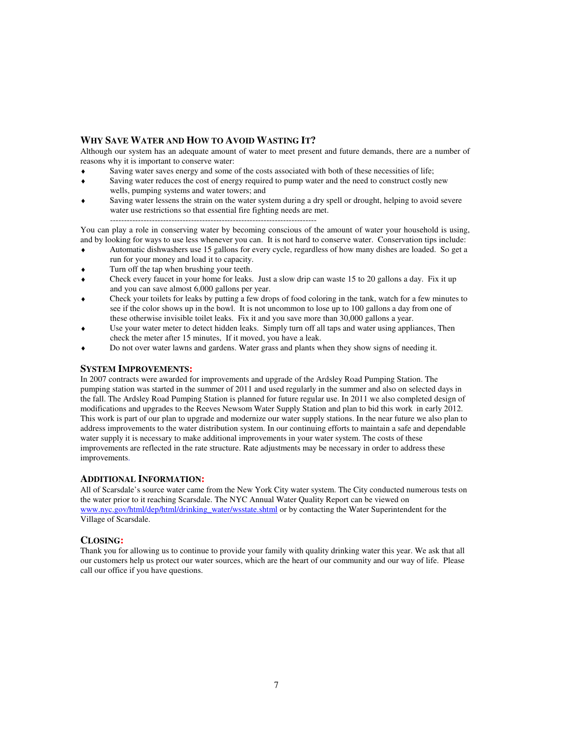## WHY SAVE WATER AND HOW TO AVOID WASTING IT?

Although our system has an adequate amount of water to meet present and future demands, there are a number of reasons why it is important to conserve water:

- Saving water saves energy and some of the costs associated with both of these necessities of life;
- Saving water reduces the cost of energy required to pump water and the need to construct costly new wells, pumping systems and water towers; and
- Saving water lessens the strain on the water system during a dry spell or drought, helping to avoid severe water use restrictions so that essential fire fighting needs are met.

---

You can play a role in conserving water by becoming conscious of the amount of water your household is using, and by looking for ways to use less whenever you can. It is not hard to conserve water. Conservation tips include:

- Automatic dishwashers use 15 gallons for every cycle, regardless of how many dishes are loaded. So get a run for your money and load it to capacity.
- Turn off the tap when brushing your teeth.
- Check every faucet in your home for leaks. Just a slow drip can waste 15 to 20 gallons a day. Fix it up and you can save almost 6,000 gallons per year.
- Check your toilets for leaks by putting a few drops of food coloring in the tank, watch for a few minutes to see if the color shows up in the bowl. It is not uncommon to lose up to 100 gallons a day from one of these otherwise invisible toilet leaks. Fix it and you save more than 30,000 gallons a year.
- Use your water meter to detect hidden leaks. Simply turn off all taps and water using appliances, Then check the meter after 15 minutes, If it moved, you have a leak.
- Do not over water lawns and gardens. Water grass and plants when they show signs of needing it.

## SYSTEM IMPROVEMENTS:

In 2007 contracts were awarded for improvements and upgrade of the Ardsley Road Pumping Station. The pumping station was started in the summer of 2011 and used regularly in the summer and also on selected days in the fall. The Ardsley Road Pumping Station is planned for future regular use. In 2011 we also completed design of modifications and upgrades to the Reeves Newsom Water Supply Station and plan to bid this work in early 2012. This work is part of our plan to upgrade and modernize our water supply stations. In the near future we also plan to address improvements to the water distribution system. In our continuing efforts to maintain a safe and dependable water supply it is necessary to make additional improvements in your water system. The costs of these improvements are reflected in the rate structure. Rate adjustments may be necessary in order to address these improvements.

## ADDITIONAL INFORMATION:

All of Scarsdale's source water came from the New York City water system. The City conducted numerous tests on the water prior to it reaching Scarsdale. The NYC Annual Water Quality Report can be viewed on www.nyc.gov/html/dep/html/drinking_water/wsstate.shtml or by contacting the Water Superintendent for the Village of Scarsdale.

## CLOSING:

Thank you for allowing us to continue to provide your family with quality drinking water this year. We ask that all our customers help us protect our water sources, which are the heart of our community and our way of life. Please call our office if you have questions.